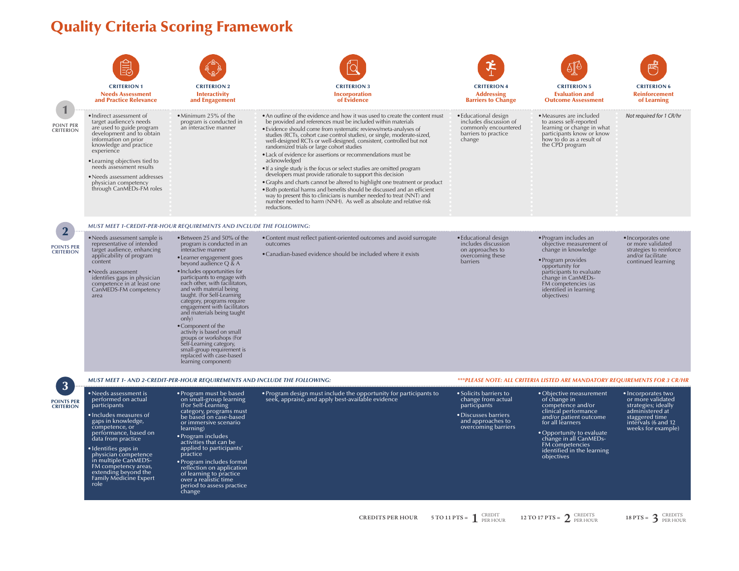# Quality Criteria Scoring Framework

| | CRITERION 1<br>Needs Assessment and Practice Relevance | CRITERION 2<br>Interactivity and Engagement | CRITERION 3<br>Incorporation of Evidence | CRITERION 4<br>Addressing Barriers to Change | CRITERION 5<br>Evaluation and Outcome Assessment | CRITERION 6<br>Reinforcement of Learning |
|---|---|---|---|---|---|---|
| **1 POINT PER CRITERION** | • Indirect assessment of target audience's needs are used to guide program development and to obtain information on prior knowledge and practice experience<br>• Learning objectives tied to needs assessment results<br>• Needs assessment addresses physician competency through CanMEDs-FM roles | • Minimum 25% of the program is conducted in an interactive manner | • An outline of the evidence and how it was used to create the content must be provided and references must be included within materials<br>• Evidence should come from systematic reviews/meta-analyses of studies (RCTs, cohort case control studies), or single, moderate-sized, well-designed RCTs or well-designed, consistent, controlled but not randomized trials or large cohort studies<br>• Lack of evidence for assertions or recommendations must be acknowledged<br>• If a single study is the focus or select studies are omitted program developers must provide rationale to support this decision<br>• Graphs and charts cannot be altered to highlight one treatment or product<br>• Both potential harms and benefits should be discussed and an efficient way to present this to clinicians is number needed to treat (NNT) and number needed to harm (NNH). As well as absolute and relative risk reductions. | • Educational design includes discussion of commonly encountered barriers to practice change | • Measures are included to assess self-reported learning or change in what participants know or know how to do as a result of the CPD program | *Not required for 1 CR/hr* |
| **2 POINTS PER CRITERION**<br>*MUST MEET 1-CREDIT-PER-HOUR REQUIREMENTS AND INCLUDE THE FOLLOWING:* | • Needs assessment sample is representative of intended target audience, enhancing applicability of program content<br>• Needs assessment identifies gaps in physician competence in at least one CanMEDS-FM competency area | • Between 25 and 50% of the program is conducted in an interactive manner<br>• Learner engagement goes beyond audience Q & A<br>• Includes opportunities for participants to engage with each other, with facilitators, and with material being taught. (For Self-Learning category, programs require engagement with facilitators and materials being taught only)<br>• Component of the activity is based on small groups or workshops (For Self-Learning category, small-group requirement is replaced with case-based learning component) | • Content must reflect patient-oriented outcomes and avoid surrogate outcomes<br>• Canadian-based evidence should be included where it exists | • Educational design includes discussion on approaches to overcoming these barriers | • Program includes an objective measurement of change in knowledge<br>• Program provides opportunity for participants to evaluate change in CanMEDs-FM competencies (as identified in learning objectives) | • Incorporates one or more validated strategies to reinforce and/or facilitate continued learning |
| **3 POINTS PER CRITERION**<br>*MUST MEET 1- AND 2-CREDIT-PER-HOUR REQUIREMENTS AND INCLUDE THE FOLLOWING:*<br>****PLEASE NOTE: ALL CRITERIA LISTED ARE MANDATORY REQUIREMENTS FOR 3 CR/HR* | • Needs assessment is performed on actual participants<br>• Includes measures of gaps in knowledge, competence, or performance, based on data from practice<br>• Identifies gaps in physician competence in multiple CanMEDS-FM competency areas, extending beyond the Family Medicine Expert role | • Program must be based on small-group learning (For Self-Learning category, programs must be based on case-based or immersive scenario learning)<br>• Program includes activities that can be applied to participants' practice<br>• Program includes formal reflection on application of learning to practice over a realistic time period to assess practice change | • Program design must include the opportunity for participants to seek, appraise, and apply best-available evidence | • Solicits barriers to change from actual participants<br>• Discusses barriers and approaches to overcoming barriers | • Objective measurement of change in competence and/or clinical performance and/or patient outcome for all learners<br>• Opportunity to evaluate change in all CanMEDs-FM competencies identified in the learning objectives | • Incorporates two or more validated strategies; ideally administered at staggered time intervals (6 and 12 weeks for example) |

**CREDITS PER HOUR** 5 TO 11 PTS = 1 CREDIT PER HOUR 12 TO 17 PTS = 2 CREDITS PER HOUR 18 PTS = 3 CREDITS PER HOUR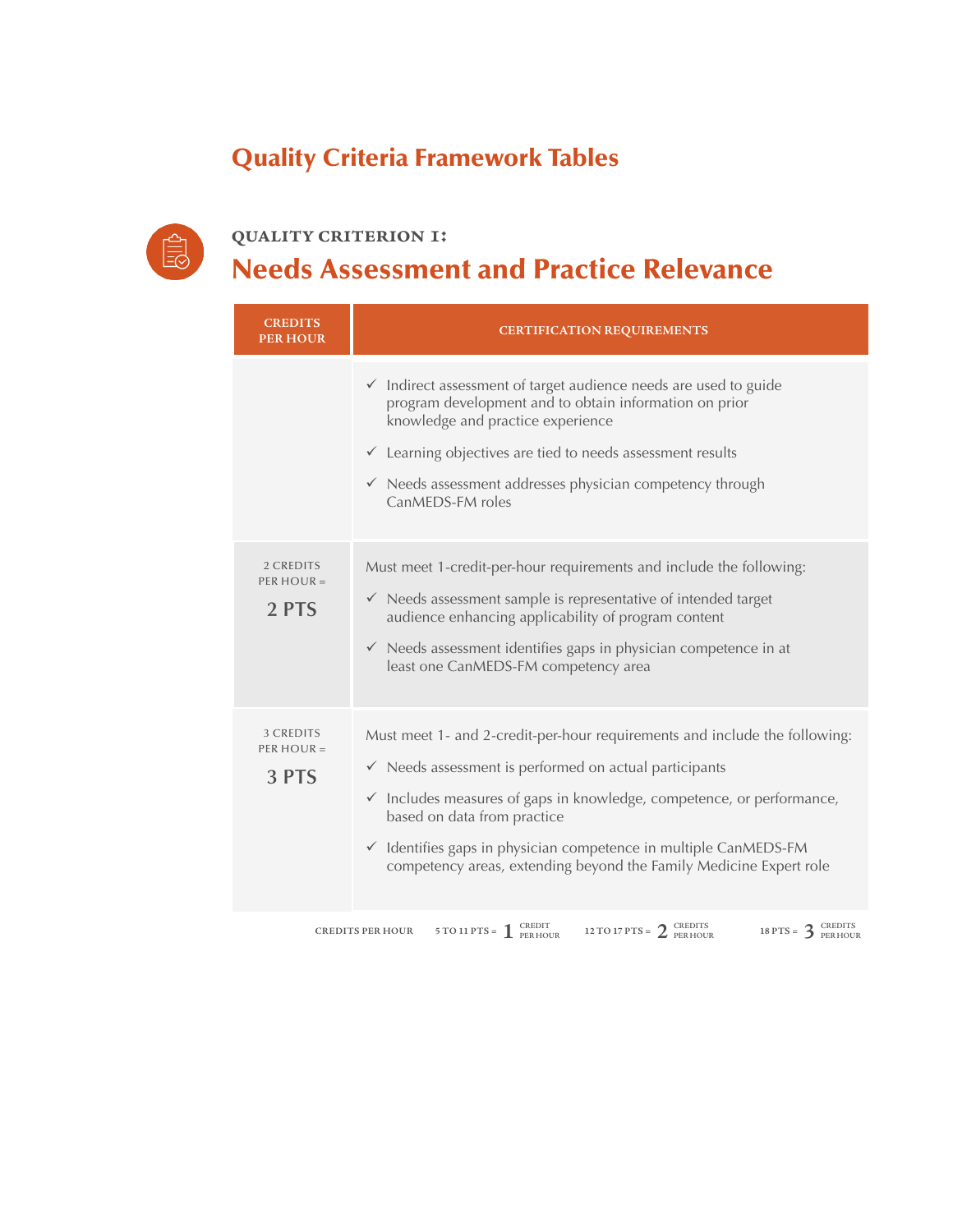# Quality Criteria Framework Tables

## QUALITY CRITERION 1:

## Needs Assessment and Practice Relevance

| CREDITS PER HOUR | CERTIFICATION REQUIREMENTS |
|---|---|
| | ✓ Indirect assessment of target audience needs are used to guide program development and to obtain information on prior knowledge and practice experience<br>✓ Learning objectives are tied to needs assessment results<br>✓ Needs assessment addresses physician competency through CanMEDS-FM roles |
| 2 CREDITS PER HOUR = **2 PTS** | Must meet 1-credit-per-hour requirements and include the following:<br>✓ Needs assessment sample is representative of intended target audience enhancing applicability of program content<br>✓ Needs assessment identifies gaps in physician competence in at least one CanMEDS-FM competency area |
| 3 CREDITS PER HOUR = **3 PTS** | Must meet 1- and 2-credit-per-hour requirements and include the following:<br>✓ Needs assessment is performed on actual participants<br>✓ Includes measures of gaps in knowledge, competence, or performance, based on data from practice<br>✓ Identifies gaps in physician competence in multiple CanMEDS-FM competency areas, extending beyond the Family Medicine Expert role |

CREDITS PER HOUR 5 TO 11 PTS = 1 CREDIT PER HOUR 12 TO 17 PTS = 2 CREDITS PER HOUR 18 PTS = 3 CREDITS PER HOUR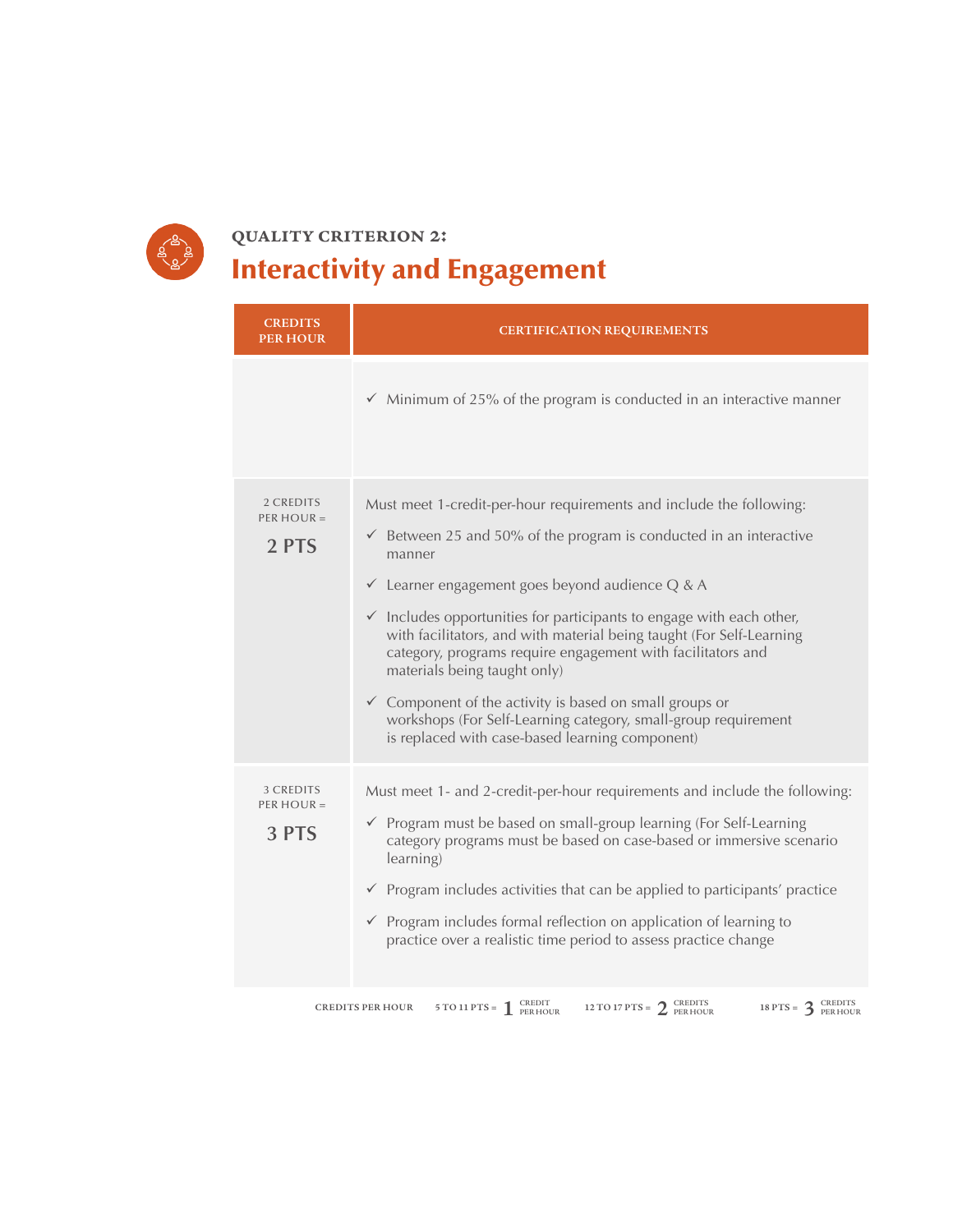**QUALITY CRITERION 2:**

# Interactivity and Engagement

| CREDITS PER HOUR | CERTIFICATION REQUIREMENTS |
| --- | --- |
| | ✓ Minimum of 25% of the program is conducted in an interactive manner |
| 2 CREDITS PER HOUR = **2 PTS** | Must meet 1-credit-per-hour requirements and include the following:<br>✓ Between 25 and 50% of the program is conducted in an interactive manner<br>✓ Learner engagement goes beyond audience Q & A<br>✓ Includes opportunities for participants to engage with each other, with facilitators, and with material being taught (For Self-Learning category, programs require engagement with facilitators and materials being taught only)<br>✓ Component of the activity is based on small groups or workshops (For Self-Learning category, small-group requirement is replaced with case-based learning component) |
| 3 CREDITS PER HOUR = **3 PTS** | Must meet 1- and 2-credit-per-hour requirements and include the following:<br>✓ Program must be based on small-group learning (For Self-Learning category programs must be based on case-based or immersive scenario learning)<br>✓ Program includes activities that can be applied to participants' practice<br>✓ Program includes formal reflection on application of learning to practice over a realistic time period to assess practice change |

**CREDITS PER HOUR** 5 TO 11 PTS = **1** CREDIT PER HOUR 12 TO 17 PTS = **2** CREDITS PER HOUR 18 PTS = **3** CREDITS PER HOUR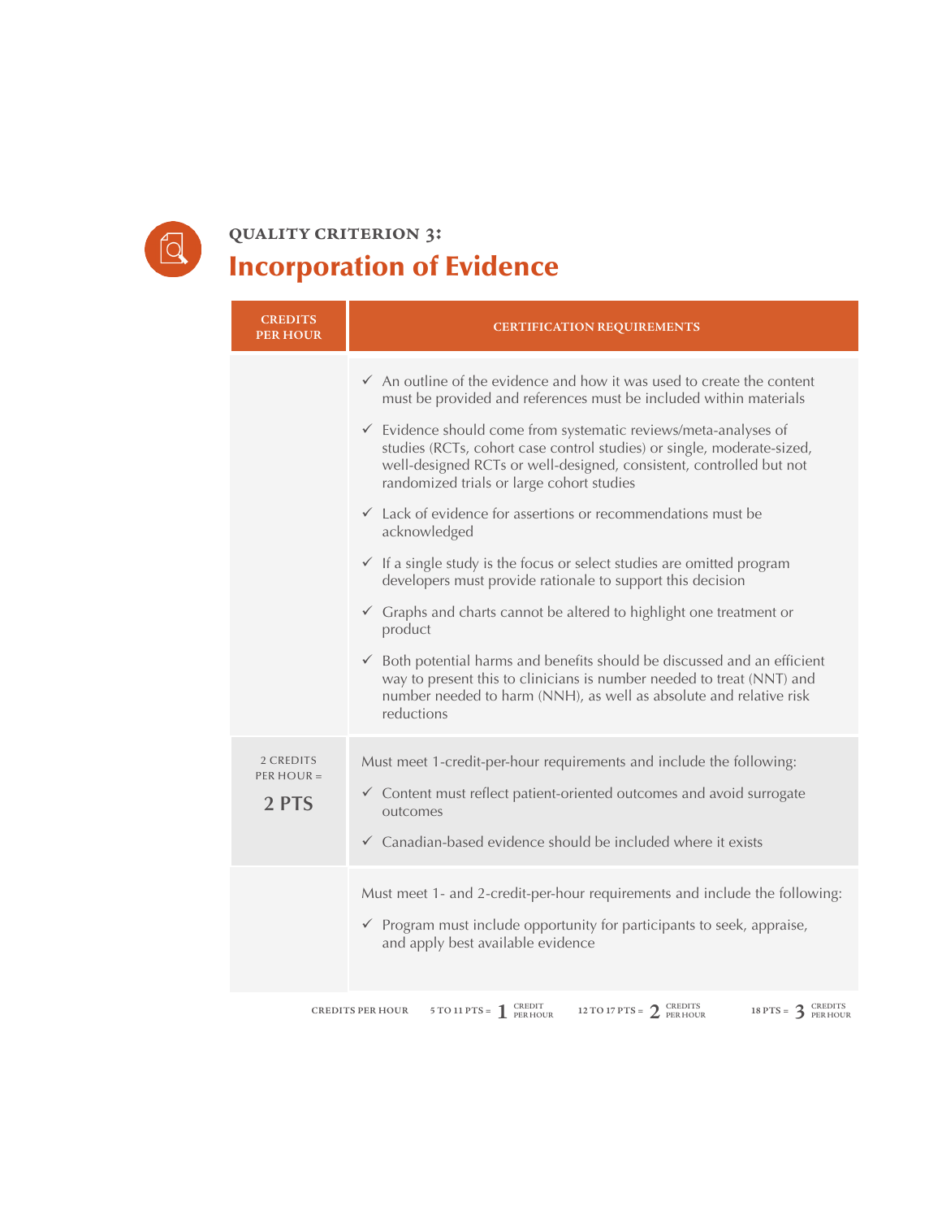### QUALITY CRITERION 3:

# Incorporation of Evidence

| CREDITS PER HOUR | CERTIFICATION REQUIREMENTS |
|---|---|
| | ✓ An outline of the evidence and how it was used to create the content must be provided and references must be included within materials<br><br>✓ Evidence should come from systematic reviews/meta-analyses of studies (RCTs, cohort case control studies) or single, moderate-sized, well-designed RCTs or well-designed, consistent, controlled but not randomized trials or large cohort studies<br><br>✓ Lack of evidence for assertions or recommendations must be acknowledged<br><br>✓ If a single study is the focus or select studies are omitted program developers must provide rationale to support this decision<br><br>✓ Graphs and charts cannot be altered to highlight one treatment or product<br><br>✓ Both potential harms and benefits should be discussed and an efficient way to present this to clinicians is number needed to treat (NNT) and number needed to harm (NNH), as well as absolute and relative risk reductions |
| 2 CREDITS PER HOUR = 2 PTS | Must meet 1-credit-per-hour requirements and include the following:<br><br>✓ Content must reflect patient-oriented outcomes and avoid surrogate outcomes<br><br>✓ Canadian-based evidence should be included where it exists |
| | Must meet 1- and 2-credit-per-hour requirements and include the following:<br><br>✓ Program must include opportunity for participants to seek, appraise, and apply best available evidence |

CREDITS PER HOUR 5 TO 11 PTS = 1 CREDIT PER HOUR 12 TO 17 PTS = 2 CREDITS PER HOUR 18 PTS = 3 CREDITS PER HOUR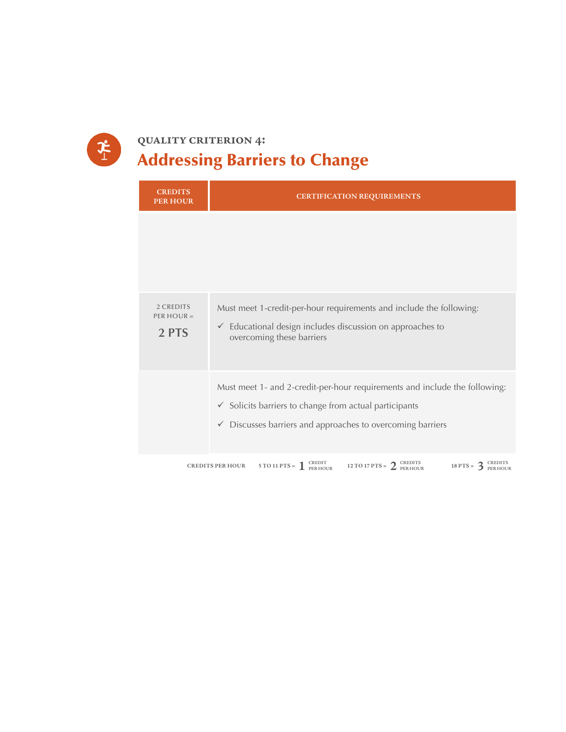QUALITY CRITERION 4:

# Addressing Barriers to Change

| CREDITS PER HOUR | CERTIFICATION REQUIREMENTS |
|---|---|
| | |
| 2 CREDITS PER HOUR = **2 PTS** | Must meet 1-credit-per-hour requirements and include the following:<br>✓ Educational design includes discussion on approaches to overcoming these barriers |
| | Must meet 1- and 2-credit-per-hour requirements and include the following:<br>✓ Solicits barriers to change from actual participants<br>✓ Discusses barriers and approaches to overcoming barriers |

CREDITS PER HOUR 5 TO 11 PTS = 1 CREDIT PER HOUR 12 TO 17 PTS = 2 CREDITS PER HOUR 18 PTS = 3 CREDITS PER HOUR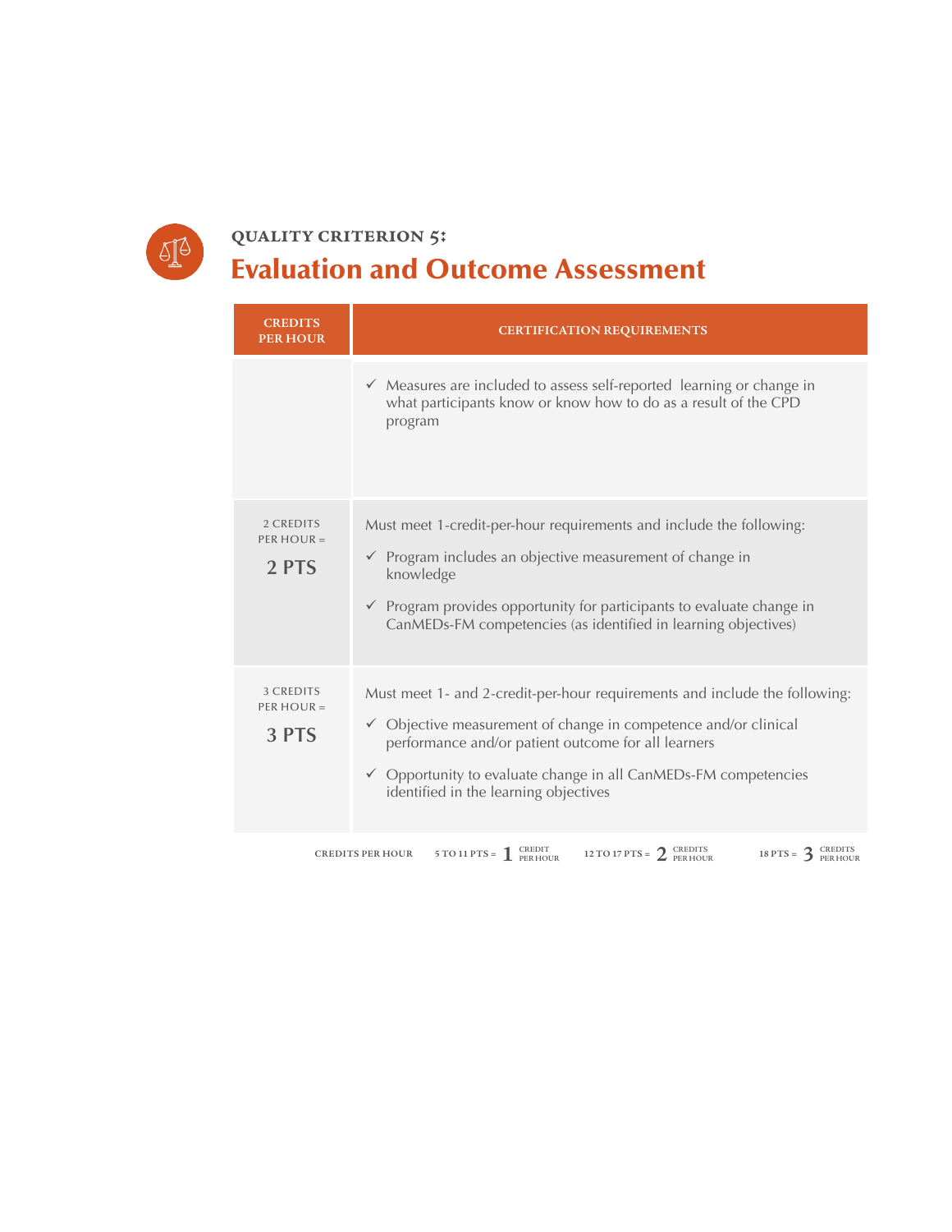### QUALITY CRITERION 5:

# Evaluation and Outcome Assessment

| CREDITS PER HOUR | CERTIFICATION REQUIREMENTS |
|---|---|
| | ✓ Measures are included to assess self-reported learning or change in what participants know or know how to do as a result of the CPD program |
| 2 CREDITS PER HOUR = **2 PTS** | Must meet 1-credit-per-hour requirements and include the following: ✓ Program includes an objective measurement of change in knowledge ✓ Program provides opportunity for participants to evaluate change in CanMEDs-FM competencies (as identified in learning objectives) |
| 3 CREDITS PER HOUR = **3 PTS** | Must meet 1- and 2-credit-per-hour requirements and include the following: ✓ Objective measurement of change in competence and/or clinical performance and/or patient outcome for all learners ✓ Opportunity to evaluate change in all CanMEDs-FM competencies identified in the learning objectives |

CREDITS PER HOUR   5 TO 11 PTS = 1 CREDIT PER HOUR   12 TO 17 PTS = 2 CREDITS PER HOUR   18 PTS = 3 CREDITS PER HOUR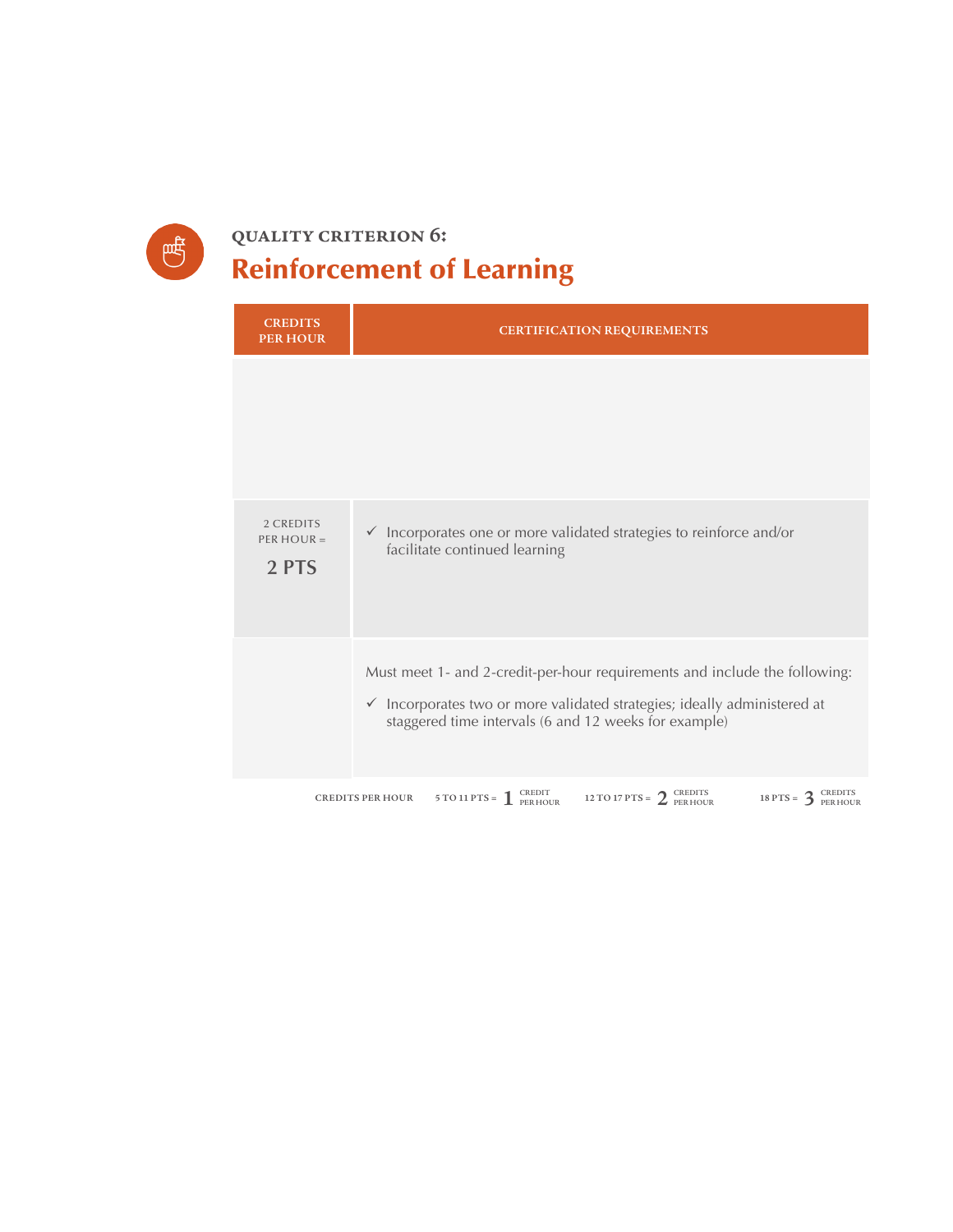QUALITY CRITERION 6:

## Reinforcement of Learning

| CREDITS PER HOUR | CERTIFICATION REQUIREMENTS |
|---|---|
| | |
| 2 CREDITS PER HOUR = **2 PTS** | ✓ Incorporates one or more validated strategies to reinforce and/or facilitate continued learning |
| | Must meet 1- and 2-credit-per-hour requirements and include the following: ✓ Incorporates two or more validated strategies; ideally administered at staggered time intervals (6 and 12 weeks for example) |

CREDITS PER HOUR 5 TO 11 PTS = 1 CREDIT PER HOUR 12 TO 17 PTS = 2 CREDITS PER HOUR 18 PTS = 3 CREDITS PER HOUR